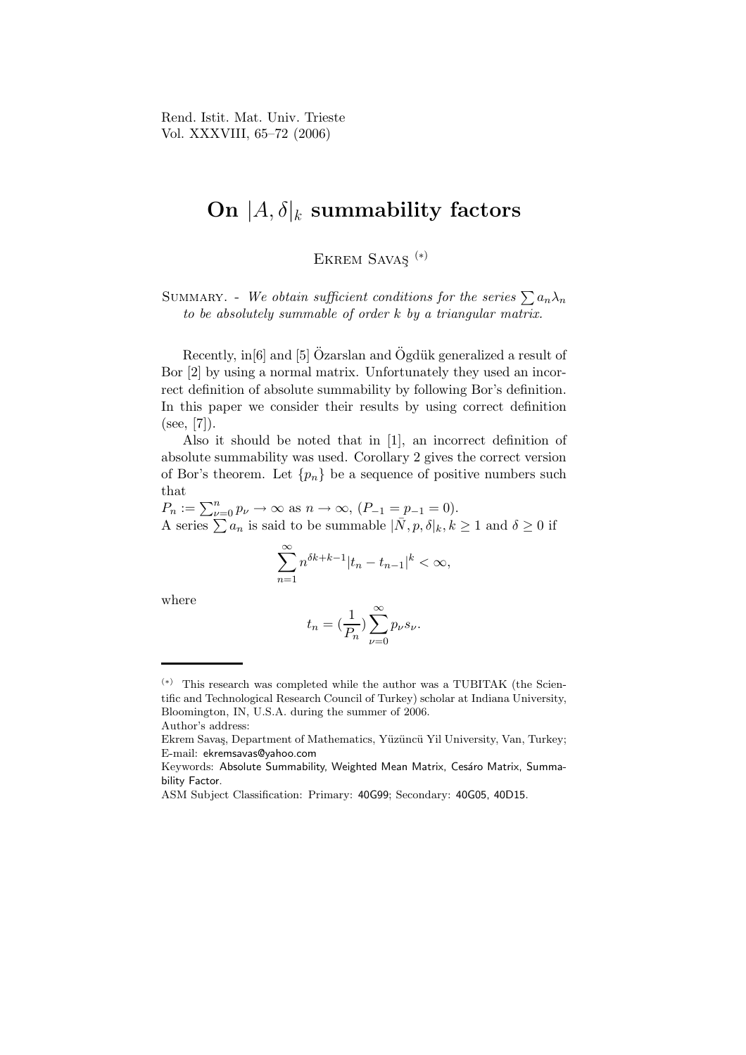# On $|A, \delta|_k$ summability factors

Ekrem Savaş [(*)]

Summary. - *We obtain sufficient conditions for the series $\sum a_n \lambda_n$ to be absolutely summable of order $k$ by a triangular matrix.*

Recently, in[6] and [5] Özarslan and Ögdük generalized a result of Bor [2] by using a normal matrix. Unfortunately they used an incorrect definition of absolute summability by following Bor's definition. In this paper we consider their results by using correct definition (see, [7]).

Also it should be noted that in [1], an incorrect definition of absolute summability was used. Corollary 2 gives the correct version of Bor's theorem. Let $\{p_n\}$ be a sequence of positive numbers such that

$P_n := \sum_{\nu=0}^{n} p_\nu \to \infty$ as $n \to \infty$, $(P_{-1} = p_{-1} = 0)$.

A series $\sum a_n$ is said to be summable $|\bar{N}, p, \delta|_k, k \geq 1$ and $\delta \geq 0$ if

$$\sum_{n=1}^{\infty} n^{\delta k + k - 1} |t_n - t_{n-1}|^k < \infty,$$

where

$$t_n = (\frac{1}{P_n}) \sum_{\nu=0}^{\infty} p_\nu s_\nu.$$

---

(*) This research was completed while the author was a TUBITAK (the Scientific and Technological Research Council of Turkey) scholar at Indiana University, Bloomington, IN, U.S.A. during the summer of 2006.

Author's address:

Ekrem Savaş, Department of Mathematics, Yüzüncü Yil University, Van, Turkey; E-mail: ekremsavas@yahoo.com

Keywords: Absolute Summability, Weighted Mean Matrix, Cesáro Matrix, Summability Factor.

ASM Subject Classification: Primary: 40G99; Secondary: 40G05, 40D15.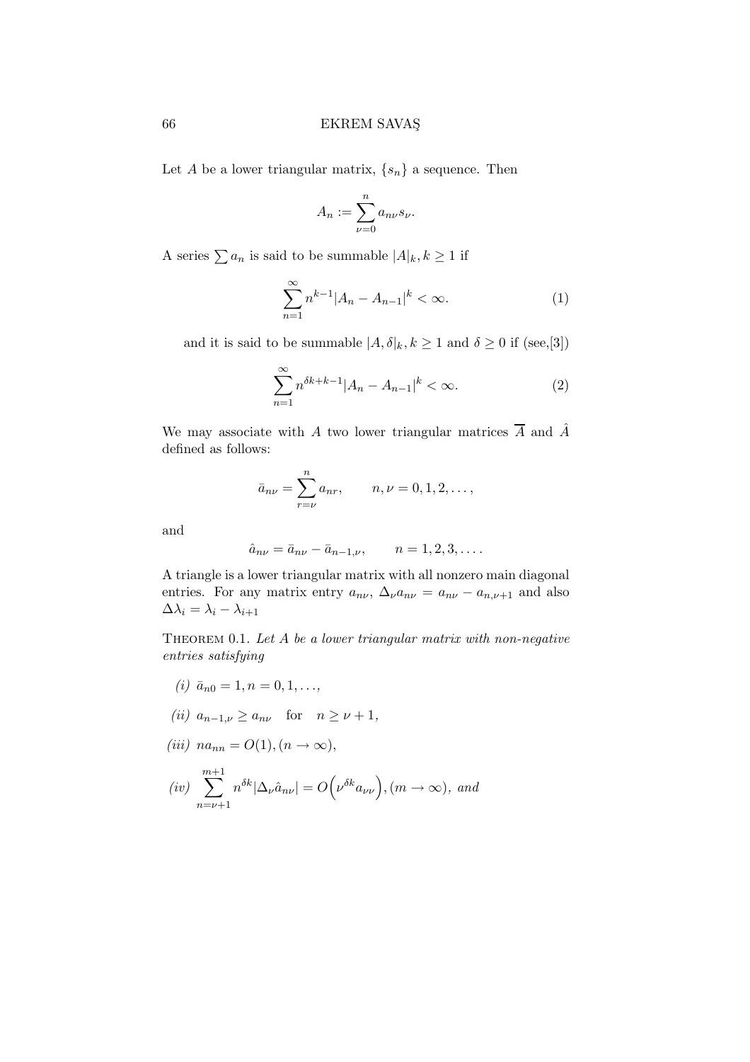Let $A$ be a lower triangular matrix, $\{s_n\}$ a sequence. Then

$$A_n := \sum_{\nu=0}^{n} a_{n\nu} s_\nu.$$

A series $\sum a_n$ is said to be summable $|A|_k, k \geq 1$ if

$$\sum_{n=1}^{\infty} n^{k-1} |A_n - A_{n-1}|^k < \infty. \tag{1}$$

and it is said to be summable $|A, \delta|_k, k \geq 1$ and $\delta \geq 0$ if (see,[3])

$$\sum_{n=1}^{\infty} n^{\delta k + k - 1} |A_n - A_{n-1}|^k < \infty. \tag{2}$$

We may associate with $A$ two lower triangular matrices $\overline{A}$ and $\hat{A}$ defined as follows:

$$\bar{a}_{n\nu} = \sum_{r=\nu}^{n} a_{nr}, \qquad n, \nu = 0, 1, 2, \ldots,$$

and

$$\hat{a}_{n\nu} = \bar{a}_{n\nu} - \bar{a}_{n-1,\nu}, \qquad n = 1, 2, 3, \ldots.$$

A triangle is a lower triangular matrix with all nonzero main diagonal entries. For any matrix entry $a_{n\nu}$, $\Delta_\nu a_{n\nu} = a_{n\nu} - a_{n,\nu+1}$ and also $\Delta\lambda_i = \lambda_i - \lambda_{i+1}$

Theorem 0.1. *Let $A$ be a lower triangular matrix with non-negative entries satisfying*

*(i)* $\bar{a}_{n0} = 1, n = 0, 1, \ldots,$

*(ii)* $a_{n-1,\nu} \geq a_{n\nu} \quad \text{for} \quad n \geq \nu + 1,$

*(iii)* $na_{nn} = O(1), (n \to \infty),$

*(iv)* $\displaystyle\sum_{n=\nu+1}^{m+1} n^{\delta k} |\Delta_\nu \hat{a}_{n\nu}| = O\Big(\nu^{\delta k} a_{\nu\nu}\Big), (m \to \infty),$ *and*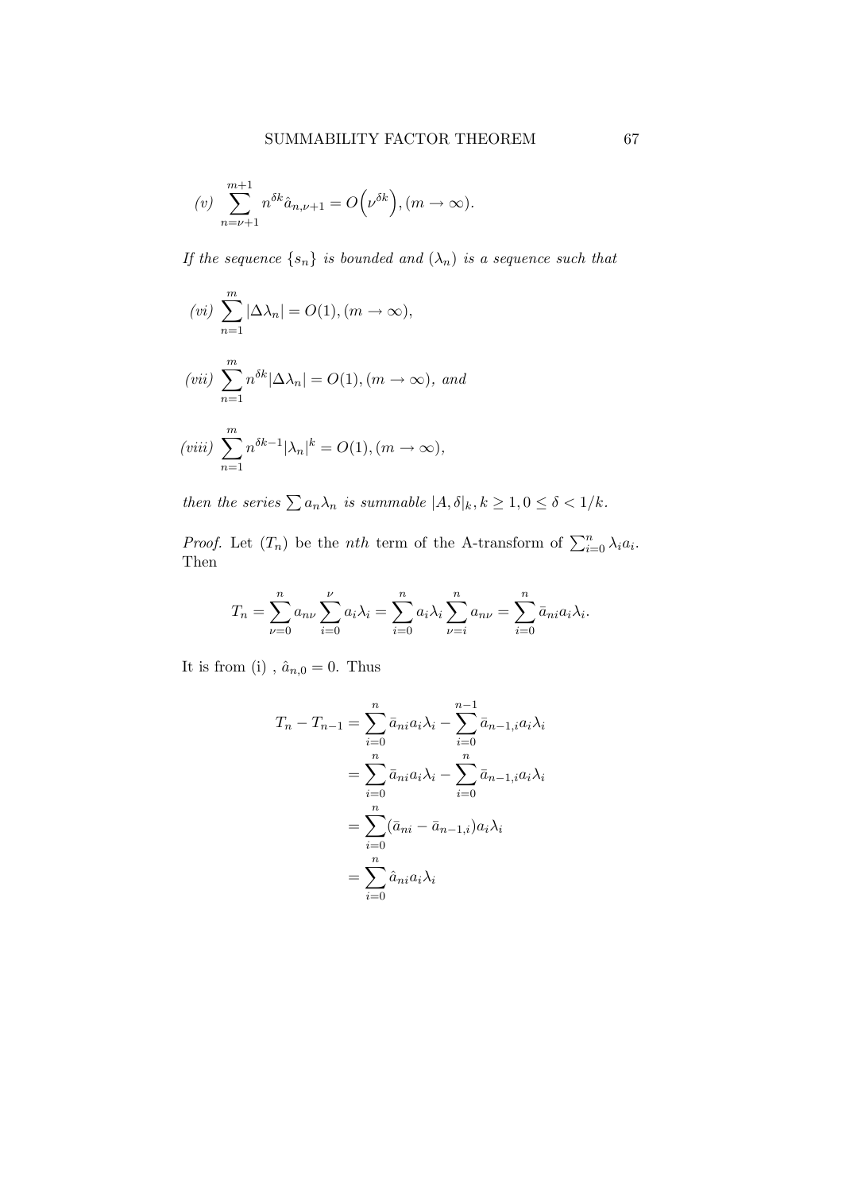*(v)* $\sum_{n=\nu+1}^{m+1} n^{\delta k} \hat{a}_{n,\nu+1} = O\Big(\nu^{\delta k}\Big), (m \to \infty).$

*If the sequence $\{s_n\}$ is bounded and $(\lambda_n)$ is a sequence such that*

*(vi)* $\sum_{n=1}^{m} |\Delta\lambda_n| = O(1), (m \to \infty),$

*(vii)* $\sum_{n=1}^{m} n^{\delta k} |\Delta\lambda_n| = O(1), (m \to \infty),$ *and*

*(viii)* $\sum_{n=1}^{m} n^{\delta k-1} |\lambda_n|^k = O(1), (m \to \infty),$

*then the series* $\sum a_n \lambda_n$ *is summable* $|A, \delta|_k, k \geq 1, 0 \leq \delta < 1/k$.

*Proof.* Let $(T_n)$ be the *nth* term of the A-transform of $\sum_{i=0}^{n} \lambda_i a_i$. Then

$$T_n = \sum_{\nu=0}^{n} a_{n\nu} \sum_{i=0}^{\nu} a_i \lambda_i = \sum_{i=0}^{n} a_i \lambda_i \sum_{\nu=i}^{n} a_{n\nu} = \sum_{i=0}^{n} \bar{a}_{ni} a_i \lambda_i.$$

It is from (i) , $\hat{a}_{n,0} = 0$. Thus

$$\begin{aligned}
T_n - T_{n-1} &= \sum_{i=0}^{n} \bar{a}_{ni} a_i \lambda_i - \sum_{i=0}^{n-1} \bar{a}_{n-1,i} a_i \lambda_i \\
&= \sum_{i=0}^{n} \bar{a}_{ni} a_i \lambda_i - \sum_{i=0}^{n} \bar{a}_{n-1,i} a_i \lambda_i \\
&= \sum_{i=0}^{n} (\bar{a}_{ni} - \bar{a}_{n-1,i}) a_i \lambda_i \\
&= \sum_{i=0}^{n} \hat{a}_{ni} a_i \lambda_i
\end{aligned}$$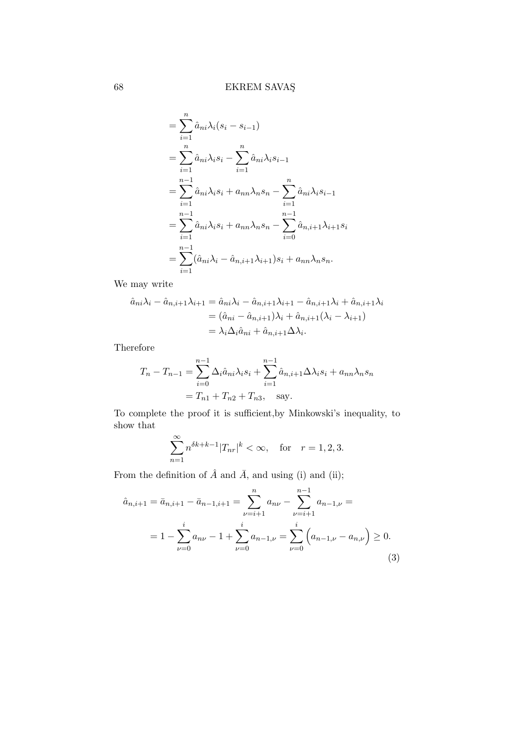$$
\begin{aligned}
&= \sum_{i=1}^{n} \hat{a}_{ni}\lambda_i(s_i - s_{i-1}) \\
&= \sum_{i=1}^{n} \hat{a}_{ni}\lambda_i s_i - \sum_{i=1}^{n} \hat{a}_{ni}\lambda_i s_{i-1} \\
&= \sum_{i=1}^{n-1} \hat{a}_{ni}\lambda_i s_i + a_{nn}\lambda_n s_n - \sum_{i=1}^{n} \hat{a}_{ni}\lambda_i s_{i-1} \\
&= \sum_{i=1}^{n-1} \hat{a}_{ni}\lambda_i s_i + a_{nn}\lambda_n s_n - \sum_{i=0}^{n-1} \hat{a}_{n,i+1}\lambda_{i+1} s_i \\
&= \sum_{i=1}^{n-1} (\hat{a}_{ni}\lambda_i - \hat{a}_{n,i+1}\lambda_{i+1}) s_i + a_{nn}\lambda_n s_n.
\end{aligned}
$$

We may write

$$
\begin{aligned}
\hat{a}_{ni}\lambda_i - \hat{a}_{n,i+1}\lambda_{i+1} &= \hat{a}_{ni}\lambda_i - \hat{a}_{n,i+1}\lambda_{i+1} - \hat{a}_{n,i+1}\lambda_i + \hat{a}_{n,i+1}\lambda_i \\
&= (\hat{a}_{ni} - \hat{a}_{n,i+1})\lambda_i + \hat{a}_{n,i+1}(\lambda_i - \lambda_{i+1}) \\
&= \lambda_i \Delta_i \hat{a}_{ni} + \hat{a}_{n,i+1}\Delta\lambda_i.
\end{aligned}
$$

Therefore

$$
\begin{aligned}
T_n - T_{n-1} &= \sum_{i=0}^{n-1} \Delta_i \hat{a}_{ni}\lambda_i s_i + \sum_{i=1}^{n-1} \hat{a}_{n,i+1}\Delta\lambda_i s_i + a_{nn}\lambda_n s_n \\
&= T_{n1} + T_{n2} + T_{n3}, \quad \text{say.}
\end{aligned}
$$

To complete the proof it is sufficient,by Minkowski's inequality, to show that

$$
\sum_{n=1}^{\infty} n^{\delta k + k - 1} |T_{nr}|^k < \infty, \quad \text{for} \quad r = 1, 2, 3.
$$

From the definition of $\hat{A}$ and $\bar{A}$, and using (i) and (ii);

$$
\begin{aligned}
\hat{a}_{n,i+1} = \bar{a}_{n,i+1} - \bar{a}_{n-1,i+1} &= \sum_{\nu=i+1}^{n} a_{n\nu} - \sum_{\nu=i+1}^{n-1} a_{n-1,\nu} = \\
&= 1 - \sum_{\nu=0}^{i} a_{n\nu} - 1 + \sum_{\nu=0}^{i} a_{n-1,\nu} = \sum_{\nu=0}^{i} \Big( a_{n-1,\nu} - a_{n,\nu} \Big) \geq 0.
\end{aligned}
\tag{3}
$$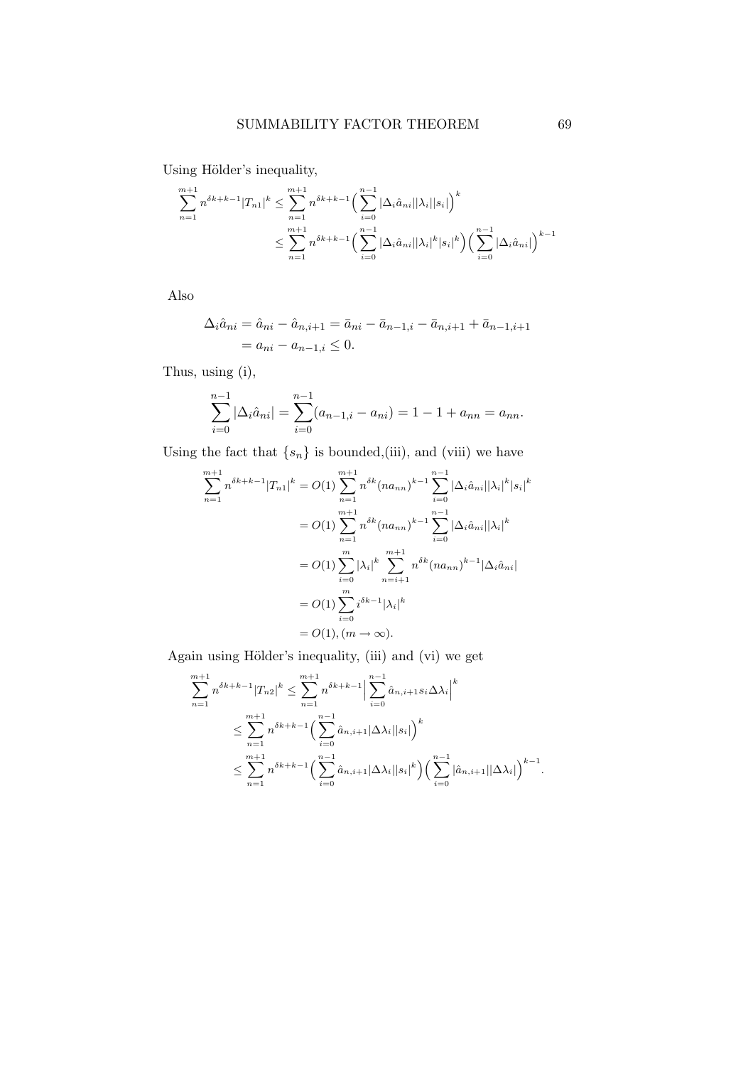Using Hölder's inequality,

$$\sum_{n=1}^{m+1} n^{\delta k+k-1}|T_{n1}|^k \leq \sum_{n=1}^{m+1} n^{\delta k+k-1}\Big(\sum_{i=0}^{n-1}|\Delta_i\hat{a}_{ni}||\lambda_i||s_i|\Big)^k$$

$$\leq \sum_{n=1}^{m+1} n^{\delta k+k-1}\Big(\sum_{i=0}^{n-1}|\Delta_i\hat{a}_{ni}||\lambda_i|^k|s_i|^k\Big)\Big(\sum_{i=0}^{n-1}|\Delta_i\hat{a}_{ni}|\Big)^{k-1}$$

Also

$$\Delta_i\hat{a}_{ni} = \hat{a}_{ni} - \hat{a}_{n,i+1} = \bar{a}_{ni} - \bar{a}_{n-1,i} - \bar{a}_{n,i+1} + \bar{a}_{n-1,i+1}$$
$$= a_{ni} - a_{n-1,i} \leq 0.$$

Thus, using (i),

$$\sum_{i=0}^{n-1}|\Delta_i\hat{a}_{ni}| = \sum_{i=0}^{n-1}(a_{n-1,i} - a_{ni}) = 1 - 1 + a_{nn} = a_{nn}.$$

Using the fact that $\{s_n\}$ is bounded,(iii), and (viii) we have

$$\sum_{n=1}^{m+1} n^{\delta k+k-1}|T_{n1}|^k = O(1)\sum_{n=1}^{m+1} n^{\delta k}(na_{nn})^{k-1}\sum_{i=0}^{n-1}|\Delta_i\hat{a}_{ni}||\lambda_i|^k|s_i|^k$$

$$= O(1)\sum_{n=1}^{m+1} n^{\delta k}(na_{nn})^{k-1}\sum_{i=0}^{n-1}|\Delta_i\hat{a}_{ni}||\lambda_i|^k$$

$$= O(1)\sum_{i=0}^{m}|\lambda_i|^k\sum_{n=i+1}^{m+1} n^{\delta k}(na_{nn})^{k-1}|\Delta_i\hat{a}_{ni}|$$

$$= O(1)\sum_{i=0}^{m} i^{\delta k-1}|\lambda_i|^k$$

$$= O(1), (m \to \infty).$$

Again using Hölder's inequality, (iii) and (vi) we get

$$\sum_{n=1}^{m+1} n^{\delta k+k-1}|T_{n2}|^k \leq \sum_{n=1}^{m+1} n^{\delta k+k-1}\Big|\sum_{i=0}^{n-1}\hat{a}_{n,i+1}s_i\Delta\lambda_i\Big|^k$$

$$\leq \sum_{n=1}^{m+1} n^{\delta k+k-1}\Big(\sum_{i=0}^{n-1}\hat{a}_{n,i+1}|\Delta\lambda_i||s_i|\Big)^k$$

$$\leq \sum_{n=1}^{m+1} n^{\delta k+k-1}\Big(\sum_{i=0}^{n-1}\hat{a}_{n,i+1}|\Delta\lambda_i||s_i|^k\Big)\Big(\sum_{i=0}^{n-1}|\hat{a}_{n,i+1}||\Delta\lambda_i|\Big)^{k-1}.$$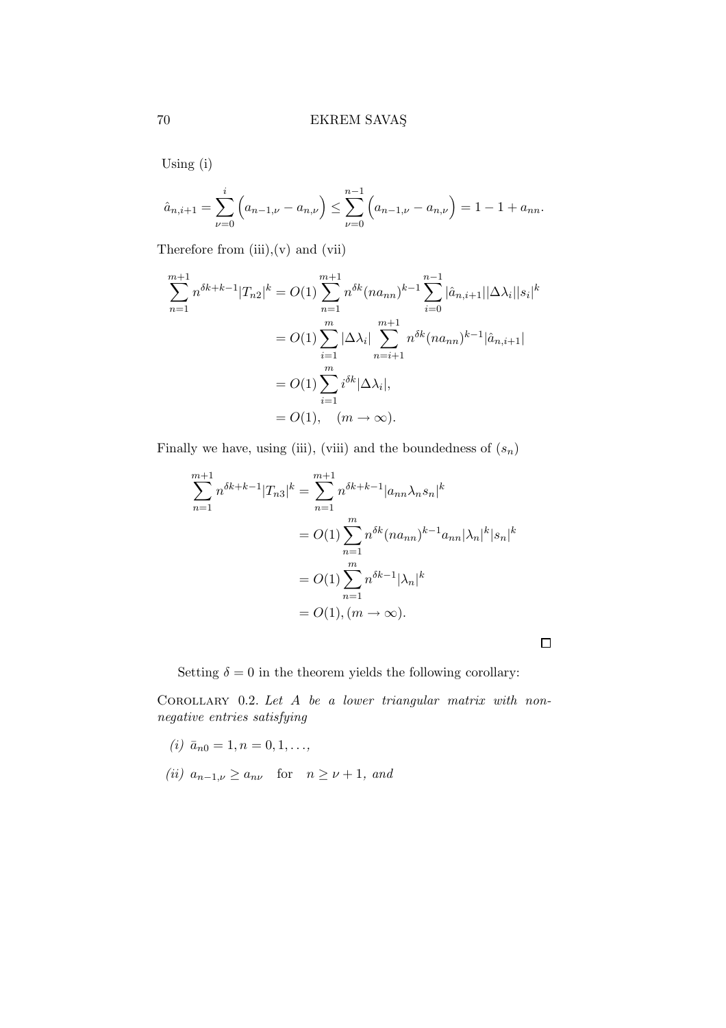Using (i)

$$\hat{a}_{n,i+1} = \sum_{\nu=0}^{i} \left( a_{n-1,\nu} - a_{n,\nu} \right) \leq \sum_{\nu=0}^{n-1} \left( a_{n-1,\nu} - a_{n,\nu} \right) = 1 - 1 + a_{nn}.$$

Therefore from (iii),(v) and (vii)

$$\begin{aligned}
\sum_{n=1}^{m+1} n^{\delta k + k - 1} |T_{n2}|^k &= O(1) \sum_{n=1}^{m+1} n^{\delta k} (n a_{nn})^{k-1} \sum_{i=0}^{n-1} |\hat{a}_{n,i+1}| |\Delta \lambda_i| |s_i|^k \\
&= O(1) \sum_{i=1}^{m} |\Delta \lambda_i| \sum_{n=i+1}^{m+1} n^{\delta k} (n a_{nn})^{k-1} |\hat{a}_{n,i+1}| \\
&= O(1) \sum_{i=1}^{m} i^{\delta k} |\Delta \lambda_i|, \\
&= O(1), \quad (m \to \infty).
\end{aligned}$$

Finally we have, using (iii), (viii) and the boundedness of $(s_n)$

$$\begin{aligned}
\sum_{n=1}^{m+1} n^{\delta k + k - 1} |T_{n3}|^k &= \sum_{n=1}^{m+1} n^{\delta k + k - 1} |a_{nn} \lambda_n s_n|^k \\
&= O(1) \sum_{n=1}^{m} n^{\delta k} (n a_{nn})^{k-1} a_{nn} |\lambda_n|^k |s_n|^k \\
&= O(1) \sum_{n=1}^{m} n^{\delta k - 1} |\lambda_n|^k \\
&= O(1), (m \to \infty).
\end{aligned}$$

□

Setting $\delta = 0$ in the theorem yields the following corollary:

Corollary 0.2. *Let $A$ be a lower triangular matrix with non-negative entries satisfying*

*(i)* $\bar{a}_{n0} = 1, n = 0, 1, \ldots,$

*(ii)* $a_{n-1,\nu} \geq a_{n\nu}$ for $n \geq \nu + 1$, *and*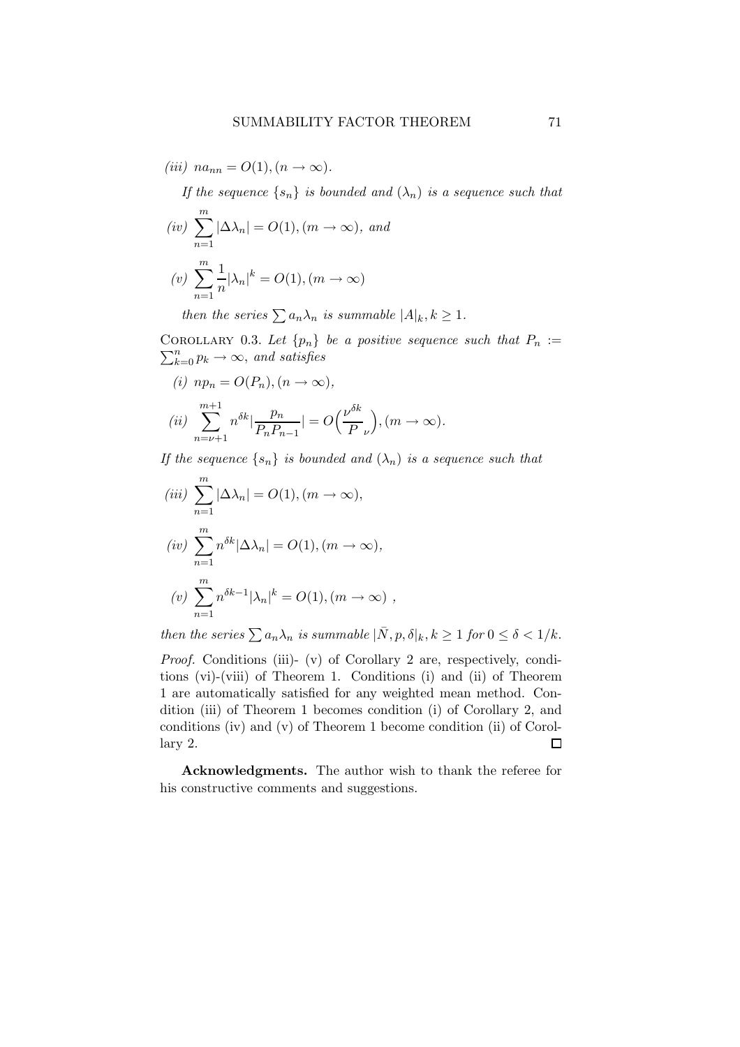*(iii)* $na_{nn} = O(1), (n \to \infty)$.

*If the sequence* $\{s_n\}$ *is bounded and* $(\lambda_n)$ *is a sequence such that*

*(iv)* $\displaystyle\sum_{n=1}^{m} |\Delta\lambda_n| = O(1), (m \to \infty)$, *and*

*(v)* $\displaystyle\sum_{n=1}^{m} \frac{1}{n}|\lambda_n|^k = O(1), (m \to \infty)$

*then the series* $\sum a_n\lambda_n$ *is summable* $|A|_k, k \geq 1$.

Corollary 0.3. *Let* $\{p_n\}$ *be a positive sequence such that* $P_n := \sum_{k=0}^{n} p_k \to \infty$, *and satisfies*

*(i)* $np_n = O(P_n), (n \to \infty)$,

*(ii)* $\displaystyle\sum_{n=\nu+1}^{m+1} n^{\delta k} |\frac{p_n}{P_n P_{n-1}}| = O\Big(\frac{\nu^{\delta k}}{P_{\ \nu}}\Big), (m \to \infty)$.

*If the sequence* $\{s_n\}$ *is bounded and* $(\lambda_n)$ *is a sequence such that*

*(iii)* $\displaystyle\sum_{n=1}^{m} |\Delta\lambda_n| = O(1), (m \to \infty)$,

*(iv)* $\displaystyle\sum_{n=1}^{m} n^{\delta k}|\Delta\lambda_n| = O(1), (m \to \infty)$,

*(v)* $\displaystyle\sum_{n=1}^{m} n^{\delta k-1}|\lambda_n|^k = O(1), (m \to \infty)$ ,

*then the series* $\sum a_n\lambda_n$ *is summable* $|\bar{N}, p, \delta|_k, k \geq 1$ *for* $0 \leq \delta < 1/k$.

*Proof.* Conditions (iii)- (v) of Corollary 2 are, respectively, conditions (vi)-(viii) of Theorem 1. Conditions (i) and (ii) of Theorem 1 are automatically satisfied for any weighted mean method. Condition (iii) of Theorem 1 becomes condition (i) of Corollary 2, and conditions (iv) and (v) of Theorem 1 become condition (ii) of Corollary 2. □

**Acknowledgments.** The author wish to thank the referee for his constructive comments and suggestions.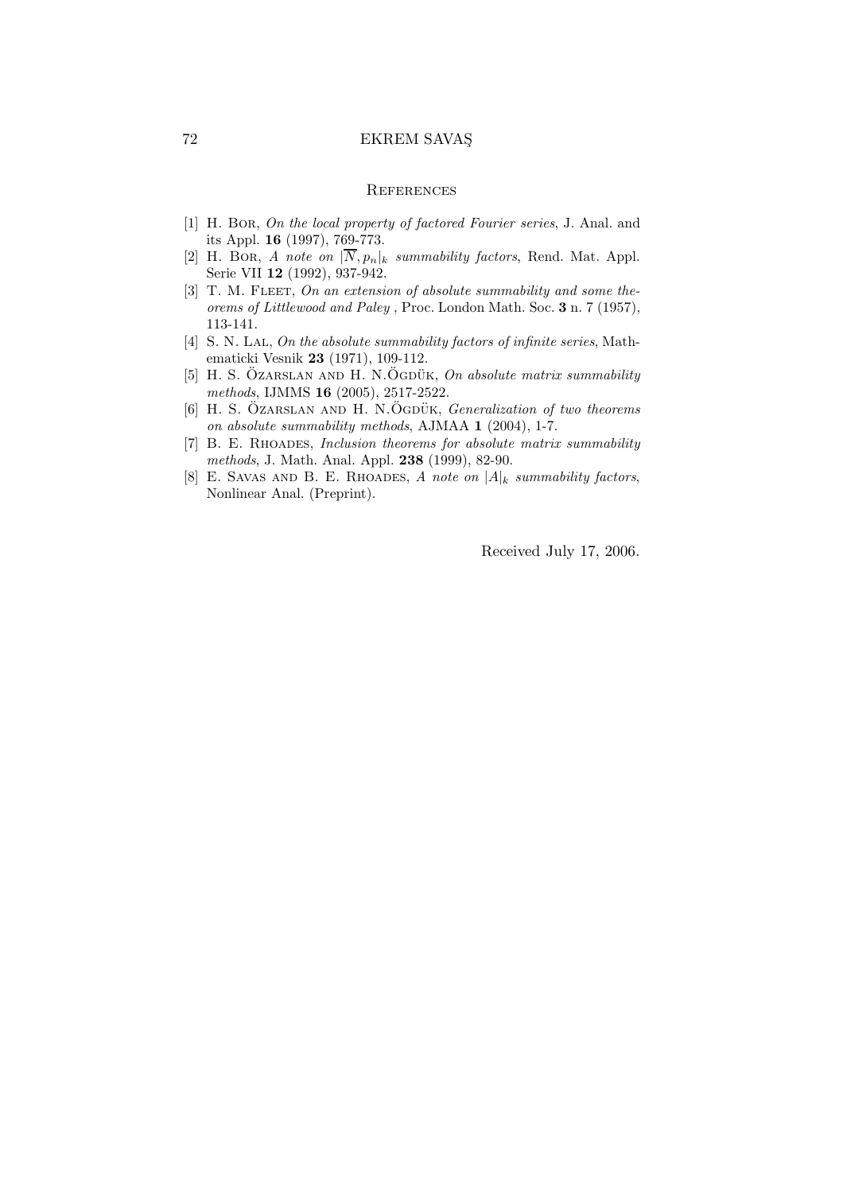## References

[1] H. Bor, *On the local property of factored Fourier series*, J. Anal. and its Appl. **16** (1997), 769-773.

[2] H. Bor, *A note on* $|\overline{N}, p_n|_k$ *summability factors*, Rend. Mat. Appl. Serie VII **12** (1992), 937-942.

[3] T. M. Fleet, *On an extension of absolute summability and some theorems of Littlewood and Paley* , Proc. London Math. Soc. **3** n. 7 (1957), 113-141.

[4] S. N. Lal, *On the absolute summability factors of infinite series*, Mathematicki Vesnik **23** (1971), 109-112.

[5] H. S. Özarslan and H. N.Ögdük, *On absolute matrix summability methods*, IJMMS **16** (2005), 2517-2522.

[6] H. S. Özarslan and H. N.Ögdük, *Generalization of two theorems on absolute summability methods*, AJMAA **1** (2004), 1-7.

[7] B. E. Rhoades, *Inclusion theorems for absolute matrix summability methods*, J. Math. Anal. Appl. **238** (1999), 82-90.

[8] E. Savas and B. E. Rhoades, *A note on* $|A|_k$ *summability factors*, Nonlinear Anal. (Preprint).

Received July 17, 2006.